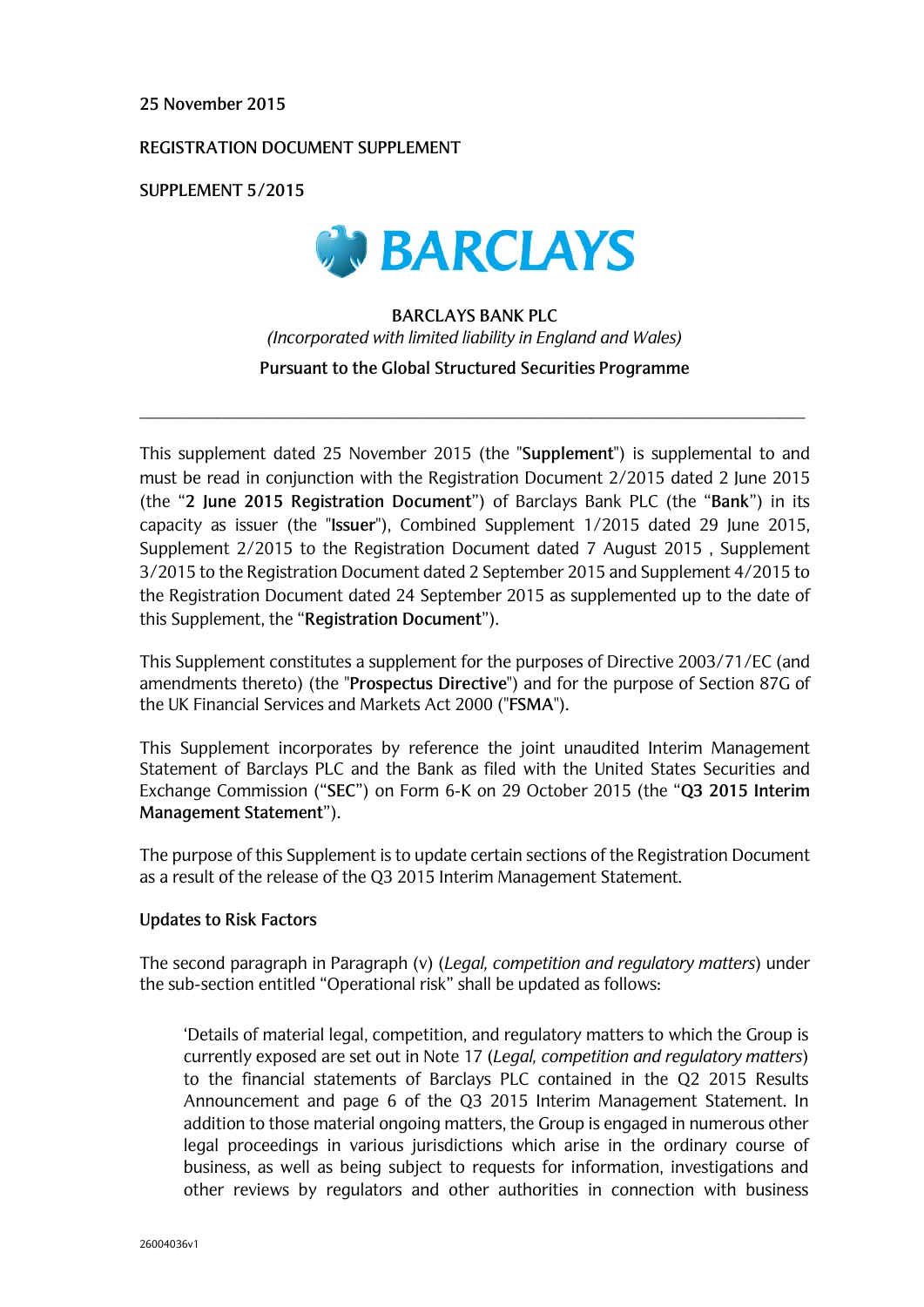25 November 2015

REGISTRATION DOCUMENT SUPPLEMENT

SUPPLEMENT 5/2015

BARCLAYS

BARCLAYS BANK PLC

*(Incorporated with limited liability in England and Wales)*

**Pursuant to the Global Structured Securities Programme**

---

This supplement dated 25 November 2015 (the "**Supplement**") is supplemental to and must be read in conjunction with the Registration Document 2/2015 dated 2 June 2015 (the "**2 June 2015 Registration Document**") of Barclays Bank PLC (the "**Bank**") in its capacity as issuer (the "**Issuer**"), Combined Supplement 1/2015 dated 29 June 2015, Supplement 2/2015 to the Registration Document dated 7 August 2015 , Supplement 3/2015 to the Registration Document dated 2 September 2015 and Supplement 4/2015 to the Registration Document dated 24 September 2015 as supplemented up to the date of this Supplement, the "**Registration Document**").

This Supplement constitutes a supplement for the purposes of Directive 2003/71/EC (and amendments thereto) (the "**Prospectus Directive**") and for the purpose of Section 87G of the UK Financial Services and Markets Act 2000 ("**FSMA**").

This Supplement incorporates by reference the joint unaudited Interim Management Statement of Barclays PLC and the Bank as filed with the United States Securities and Exchange Commission ("**SEC**") on Form 6-K on 29 October 2015 (the "**Q3 2015 Interim Management Statement**").

The purpose of this Supplement is to update certain sections of the Registration Document as a result of the release of the Q3 2015 Interim Management Statement.

**Updates to Risk Factors**

The second paragraph in Paragraph (v) (*Legal, competition and regulatory matters*) under the sub-section entitled "Operational risk" shall be updated as follows:

> 'Details of material legal, competition, and regulatory matters to which the Group is currently exposed are set out in Note 17 (*Legal, competition and regulatory matters*) to the financial statements of Barclays PLC contained in the Q2 2015 Results Announcement and page 6 of the Q3 2015 Interim Management Statement. In addition to those material ongoing matters, the Group is engaged in numerous other legal proceedings in various jurisdictions which arise in the ordinary course of business, as well as being subject to requests for information, investigations and other reviews by regulators and other authorities in connection with business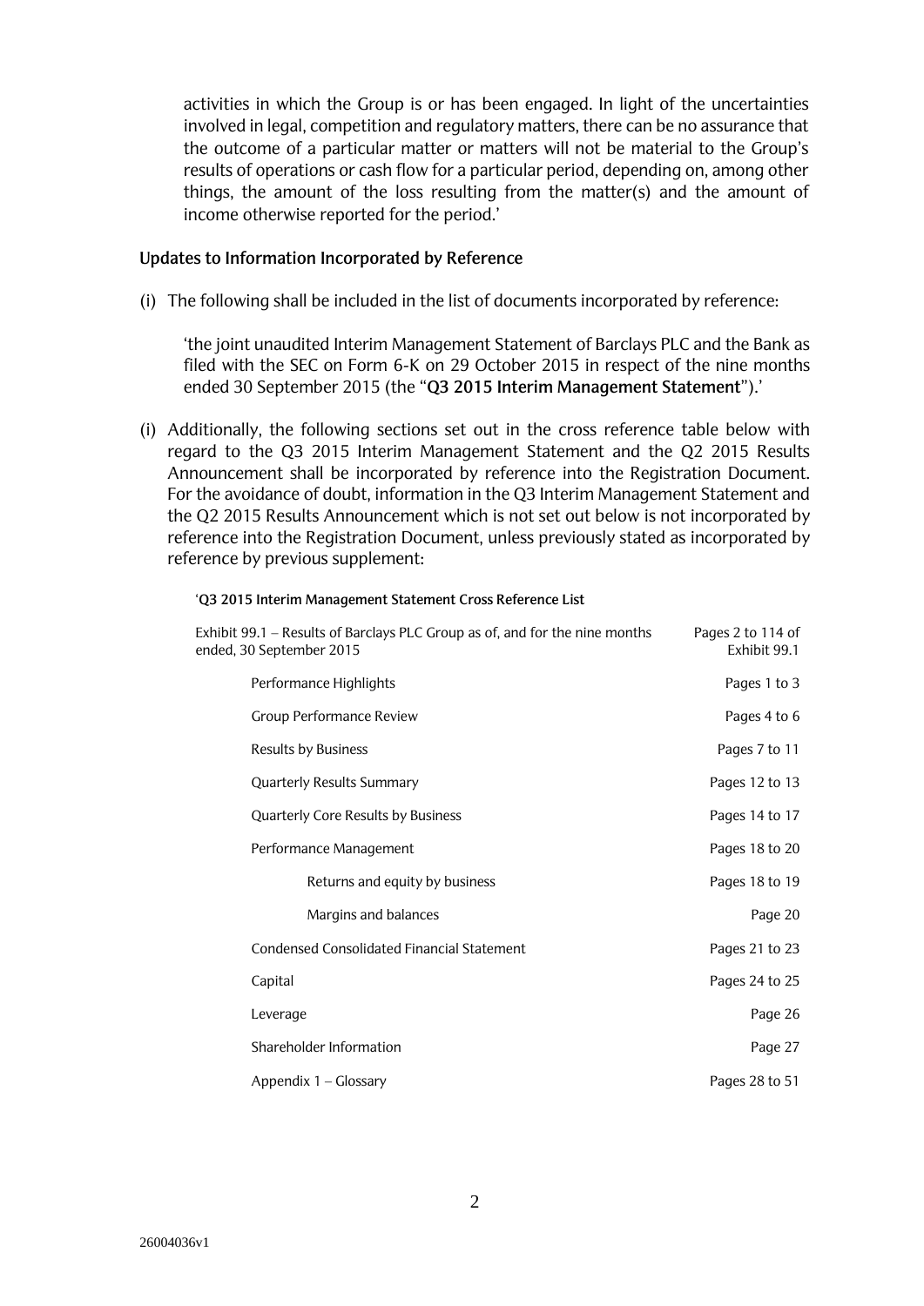activities in which the Group is or has been engaged. In light of the uncertainties involved in legal, competition and regulatory matters, there can be no assurance that the outcome of a particular matter or matters will not be material to the Group's results of operations or cash flow for a particular period, depending on, among other things, the amount of the loss resulting from the matter(s) and the amount of income otherwise reported for the period.'

**Updates to Information Incorporated by Reference**

(i) The following shall be included in the list of documents incorporated by reference:

'the joint unaudited Interim Management Statement of Barclays PLC and the Bank as filed with the SEC on Form 6-K on 29 October 2015 in respect of the nine months ended 30 September 2015 (the "**Q3 2015 Interim Management Statement**").'

(i) Additionally, the following sections set out in the cross reference table below with regard to the Q3 2015 Interim Management Statement and the Q2 2015 Results Announcement shall be incorporated by reference into the Registration Document. For the avoidance of doubt, information in the Q3 Interim Management Statement and the Q2 2015 Results Announcement which is not set out below is not incorporated by reference into the Registration Document, unless previously stated as incorporated by reference by previous supplement:

'**Q3 2015 Interim Management Statement Cross Reference List**

| | |
|---|---|
| Exhibit 99.1 – Results of Barclays PLC Group as of, and for the nine months ended, 30 September 2015 | Pages 2 to 114 of Exhibit 99.1 |
| Performance Highlights | Pages 1 to 3 |
| Group Performance Review | Pages 4 to 6 |
| Results by Business | Pages 7 to 11 |
| Quarterly Results Summary | Pages 12 to 13 |
| Quarterly Core Results by Business | Pages 14 to 17 |
| Performance Management | Pages 18 to 20 |
| Returns and equity by business | Pages 18 to 19 |
| Margins and balances | Page 20 |
| Condensed Consolidated Financial Statement | Pages 21 to 23 |
| Capital | Pages 24 to 25 |
| Leverage | Page 26 |
| Shareholder Information | Page 27 |
| Appendix 1 – Glossary | Pages 28 to 51 |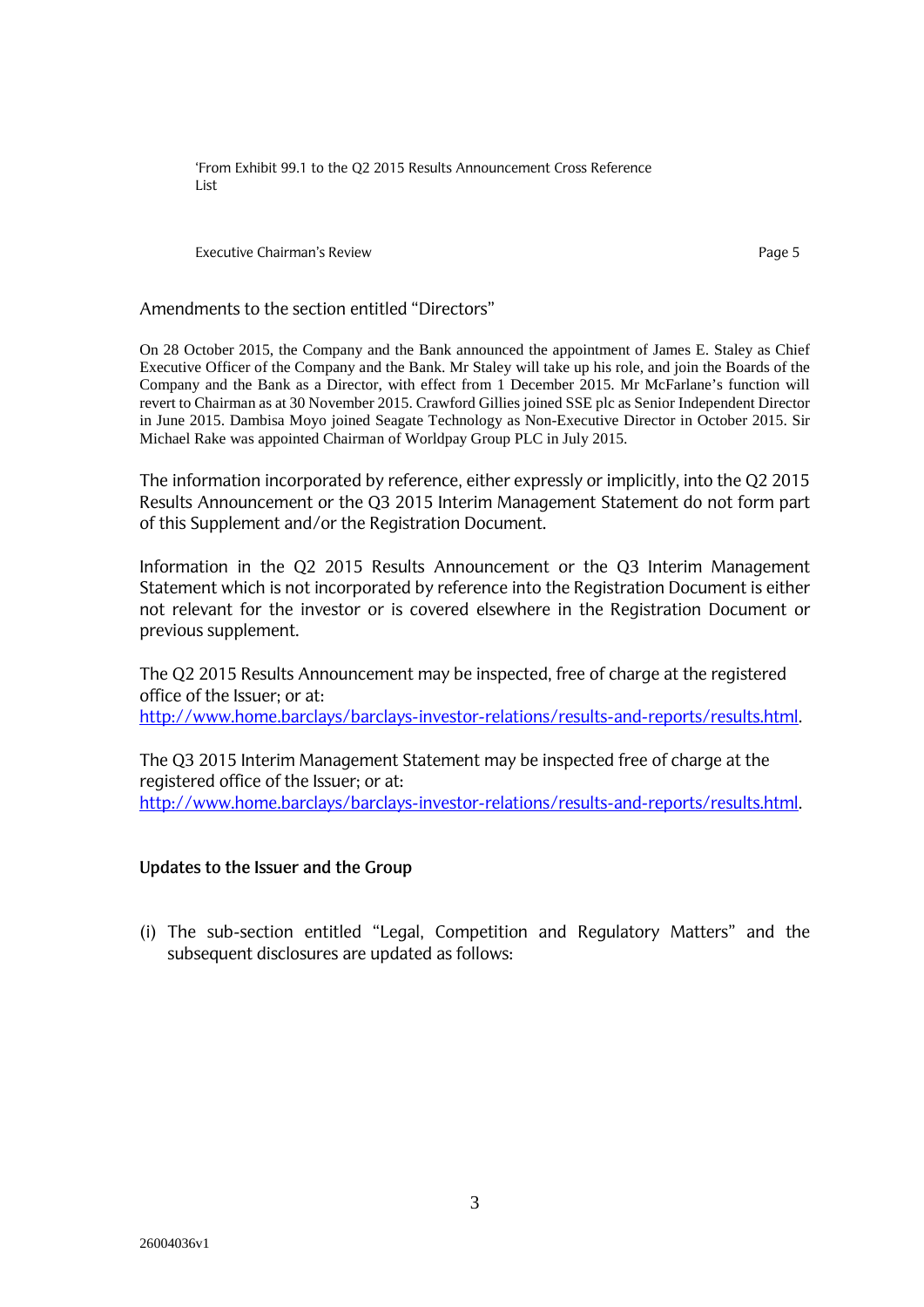'From Exhibit 99.1 to the Q2 2015 Results Announcement Cross Reference List

| Executive Chairman's Review | Page 5 |
|---|---|

Amendments to the section entitled "Directors"

On 28 October 2015, the Company and the Bank announced the appointment of James E. Staley as Chief Executive Officer of the Company and the Bank. Mr Staley will take up his role, and join the Boards of the Company and the Bank as a Director, with effect from 1 December 2015. Mr McFarlane's function will revert to Chairman as at 30 November 2015. Crawford Gillies joined SSE plc as Senior Independent Director in June 2015. Dambisa Moyo joined Seagate Technology as Non-Executive Director in October 2015. Sir Michael Rake was appointed Chairman of Worldpay Group PLC in July 2015.

The information incorporated by reference, either expressly or implicitly, into the Q2 2015 Results Announcement or the Q3 2015 Interim Management Statement do not form part of this Supplement and/or the Registration Document.

Information in the Q2 2015 Results Announcement or the Q3 Interim Management Statement which is not incorporated by reference into the Registration Document is either not relevant for the investor or is covered elsewhere in the Registration Document or previous supplement.

The Q2 2015 Results Announcement may be inspected, free of charge at the registered office of the Issuer; or at: http://www.home.barclays/barclays-investor-relations/results-and-reports/results.html.

The Q3 2015 Interim Management Statement may be inspected free of charge at the registered office of the Issuer; or at: http://www.home.barclays/barclays-investor-relations/results-and-reports/results.html.

**Updates to the Issuer and the Group**

(i) The sub-section entitled "Legal, Competition and Regulatory Matters" and the subsequent disclosures are updated as follows: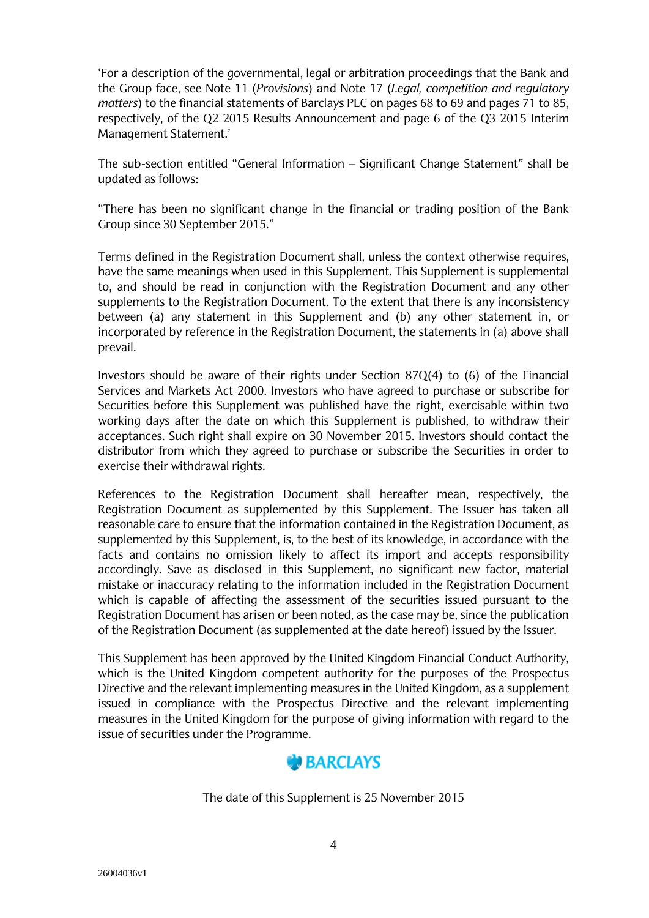'For a description of the governmental, legal or arbitration proceedings that the Bank and the Group face, see Note 11 (*Provisions*) and Note 17 (*Legal, competition and regulatory matters*) to the financial statements of Barclays PLC on pages 68 to 69 and pages 71 to 85, respectively, of the Q2 2015 Results Announcement and page 6 of the Q3 2015 Interim Management Statement.'

The sub-section entitled "General Information – Significant Change Statement" shall be updated as follows:

"There has been no significant change in the financial or trading position of the Bank Group since 30 September 2015."

Terms defined in the Registration Document shall, unless the context otherwise requires, have the same meanings when used in this Supplement. This Supplement is supplemental to, and should be read in conjunction with the Registration Document and any other supplements to the Registration Document. To the extent that there is any inconsistency between (a) any statement in this Supplement and (b) any other statement in, or incorporated by reference in the Registration Document, the statements in (a) above shall prevail.

Investors should be aware of their rights under Section 87Q(4) to (6) of the Financial Services and Markets Act 2000. Investors who have agreed to purchase or subscribe for Securities before this Supplement was published have the right, exercisable within two working days after the date on which this Supplement is published, to withdraw their acceptances. Such right shall expire on 30 November 2015. Investors should contact the distributor from which they agreed to purchase or subscribe the Securities in order to exercise their withdrawal rights.

References to the Registration Document shall hereafter mean, respectively, the Registration Document as supplemented by this Supplement. The Issuer has taken all reasonable care to ensure that the information contained in the Registration Document, as supplemented by this Supplement, is, to the best of its knowledge, in accordance with the facts and contains no omission likely to affect its import and accepts responsibility accordingly. Save as disclosed in this Supplement, no significant new factor, material mistake or inaccuracy relating to the information included in the Registration Document which is capable of affecting the assessment of the securities issued pursuant to the Registration Document has arisen or been noted, as the case may be, since the publication of the Registration Document (as supplemented at the date hereof) issued by the Issuer.

This Supplement has been approved by the United Kingdom Financial Conduct Authority, which is the United Kingdom competent authority for the purposes of the Prospectus Directive and the relevant implementing measures in the United Kingdom, as a supplement issued in compliance with the Prospectus Directive and the relevant implementing measures in the United Kingdom for the purpose of giving information with regard to the issue of securities under the Programme.

BARCLAYS

The date of this Supplement is 25 November 2015

26004036v1